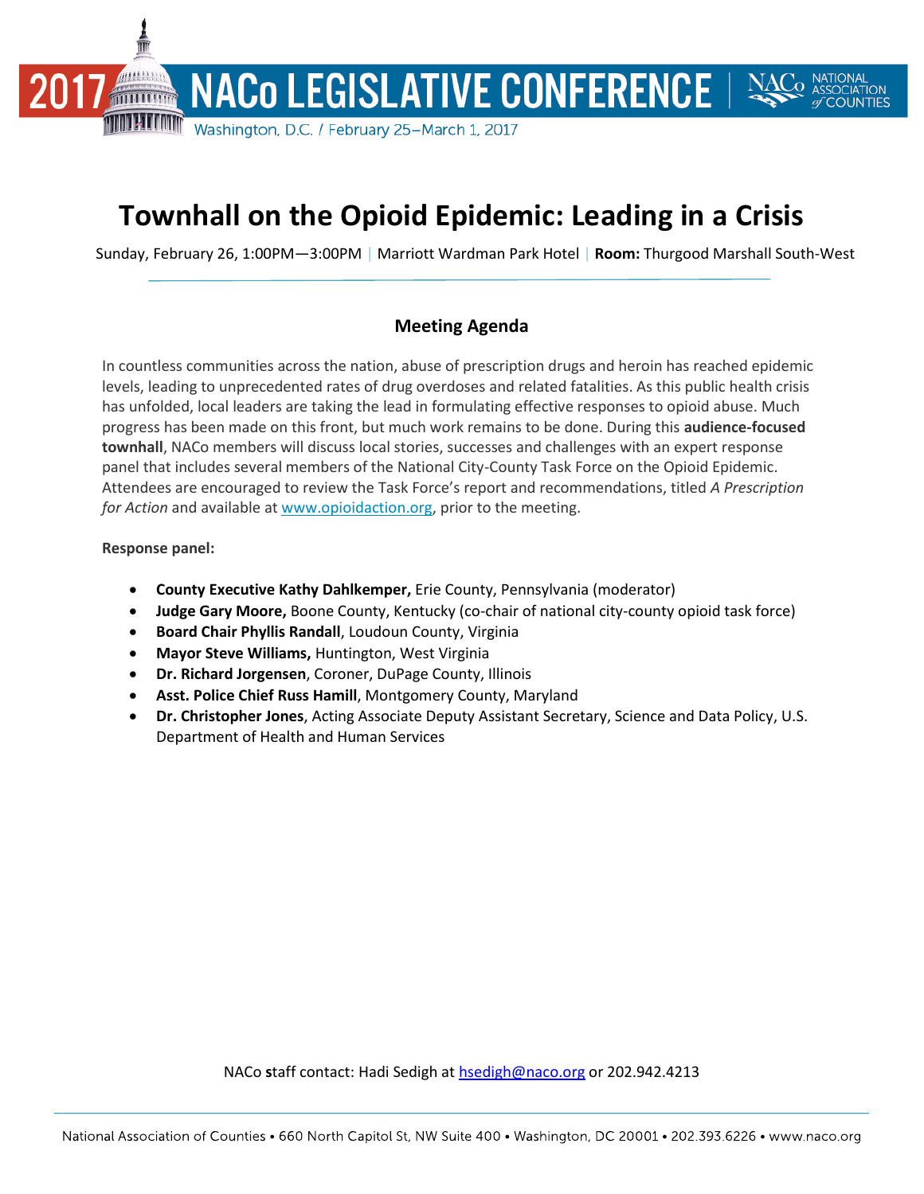2017 NACo LEGISLATIVE CONFERENCE | NACo NATIONAL ASSOCIATION of COUNTIES

Washington, D.C. / February 25–March 1, 2017

# Townhall on the Opioid Epidemic: Leading in a Crisis

Sunday, February 26, 1:00PM—3:00PM | Marriott Wardman Park Hotel | **Room:** Thurgood Marshall South-West

## Meeting Agenda

In countless communities across the nation, abuse of prescription drugs and heroin has reached epidemic levels, leading to unprecedented rates of drug overdoses and related fatalities. As this public health crisis has unfolded, local leaders are taking the lead in formulating effective responses to opioid abuse. Much progress has been made on this front, but much work remains to be done. During this **audience-focused townhall**, NACo members will discuss local stories, successes and challenges with an expert response panel that includes several members of the National City-County Task Force on the Opioid Epidemic. Attendees are encouraged to review the Task Force's report and recommendations, titled *A Prescription for Action* and available at www.opioidaction.org, prior to the meeting.

**Response panel:**

- **County Executive Kathy Dahlkemper,** Erie County, Pennsylvania (moderator)
- **Judge Gary Moore,** Boone County, Kentucky (co-chair of national city-county opioid task force)
- **Board Chair Phyllis Randall**, Loudoun County, Virginia
- **Mayor Steve Williams,** Huntington, West Virginia
- **Dr. Richard Jorgensen**, Coroner, DuPage County, Illinois
- **Asst. Police Chief Russ Hamill**, Montgomery County, Maryland
- **Dr. Christopher Jones**, Acting Associate Deputy Assistant Secretary, Science and Data Policy, U.S. Department of Health and Human Services

NACo staff contact: Hadi Sedigh at hsedigh@naco.org or 202.942.4213

National Association of Counties • 660 North Capitol St, NW Suite 400 • Washington, DC 20001 • 202.393.6226 • www.naco.org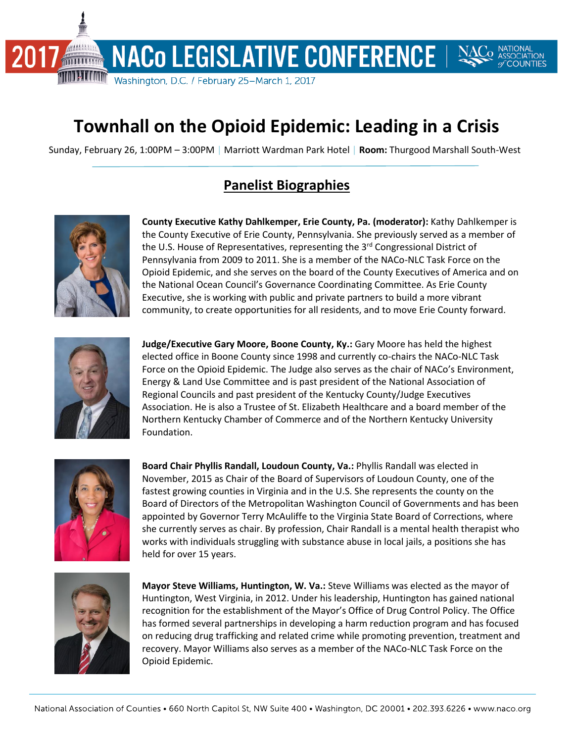# Townhall on the Opioid Epidemic: Leading in a Crisis

Sunday, February 26, 1:00PM – 3:00PM | Marriott Wardman Park Hotel | **Room:** Thurgood Marshall South-West

## Panelist Biographies

**County Executive Kathy Dahlkemper, Erie County, Pa. (moderator):** Kathy Dahlkemper is the County Executive of Erie County, Pennsylvania. She previously served as a member of the U.S. House of Representatives, representing the 3rd Congressional District of Pennsylvania from 2009 to 2011. She is a member of the NACo-NLC Task Force on the Opioid Epidemic, and she serves on the board of the County Executives of America and on the National Ocean Council's Governance Coordinating Committee. As Erie County Executive, she is working with public and private partners to build a more vibrant community, to create opportunities for all residents, and to move Erie County forward.

**Judge/Executive Gary Moore, Boone County, Ky.:** Gary Moore has held the highest elected office in Boone County since 1998 and currently co-chairs the NACo-NLC Task Force on the Opioid Epidemic. The Judge also serves as the chair of NACo's Environment, Energy & Land Use Committee and is past president of the National Association of Regional Councils and past president of the Kentucky County/Judge Executives Association. He is also a Trustee of St. Elizabeth Healthcare and a board member of the Northern Kentucky Chamber of Commerce and of the Northern Kentucky University Foundation.

**Board Chair Phyllis Randall, Loudoun County, Va.:** Phyllis Randall was elected in November, 2015 as Chair of the Board of Supervisors of Loudoun County, one of the fastest growing counties in Virginia and in the U.S. She represents the county on the Board of Directors of the Metropolitan Washington Council of Governments and has been appointed by Governor Terry McAuliffe to the Virginia State Board of Corrections, where she currently serves as chair. By profession, Chair Randall is a mental health therapist who works with individuals struggling with substance abuse in local jails, a positions she has held for over 15 years.

**Mayor Steve Williams, Huntington, W. Va.:** Steve Williams was elected as the mayor of Huntington, West Virginia, in 2012. Under his leadership, Huntington has gained national recognition for the establishment of the Mayor's Office of Drug Control Policy. The Office has formed several partnerships in developing a harm reduction program and has focused on reducing drug trafficking and related crime while promoting prevention, treatment and recovery. Mayor Williams also serves as a member of the NACo-NLC Task Force on the Opioid Epidemic.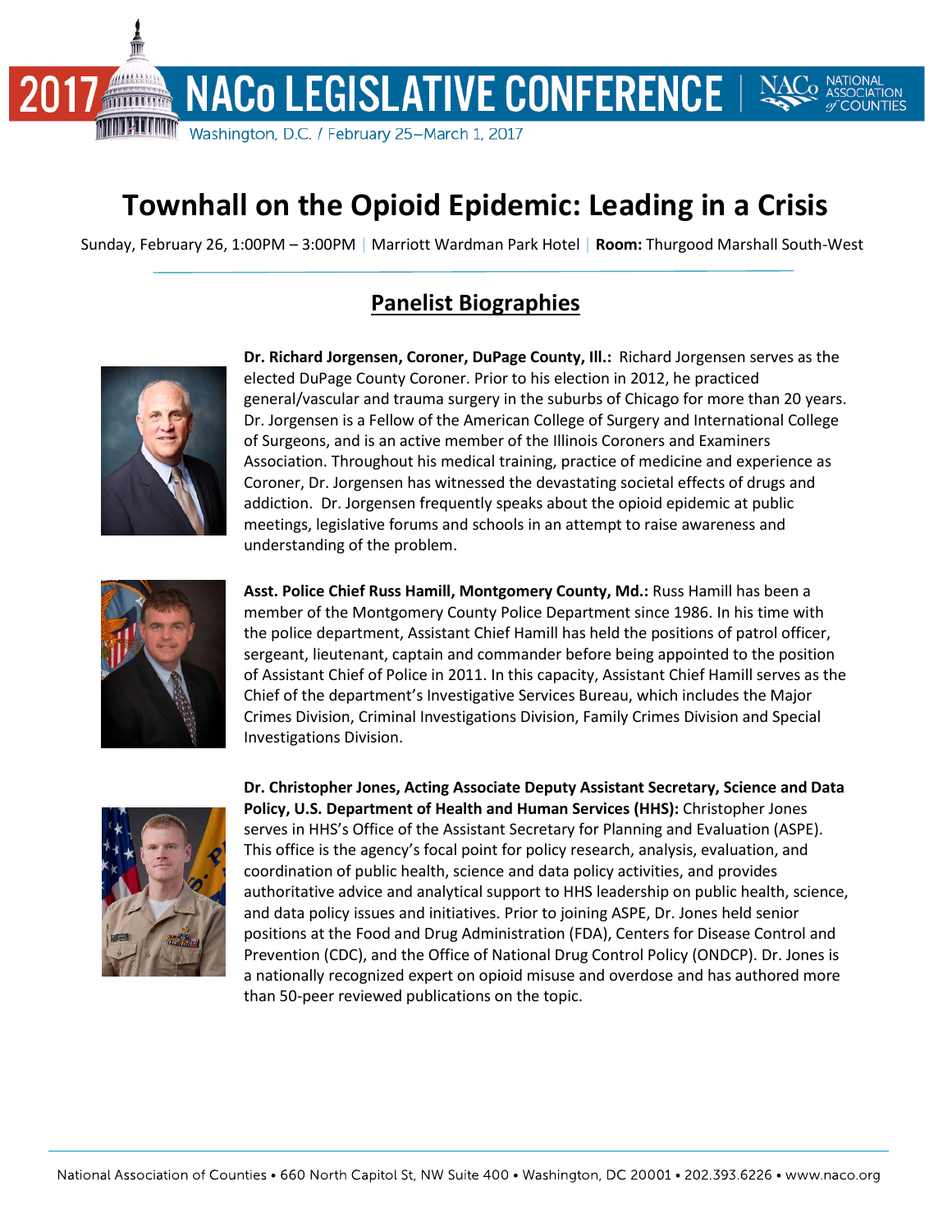# Townhall on the Opioid Epidemic: Leading in a Crisis

Sunday, February 26, 1:00PM – 3:00PM | Marriott Wardman Park Hotel | **Room:** Thurgood Marshall South-West

## Panelist Biographies

**Dr. Richard Jorgensen, Coroner, DuPage County, Ill.:** Richard Jorgensen serves as the elected DuPage County Coroner. Prior to his election in 2012, he practiced general/vascular and trauma surgery in the suburbs of Chicago for more than 20 years. Dr. Jorgensen is a Fellow of the American College of Surgery and International College of Surgeons, and is an active member of the Illinois Coroners and Examiners Association. Throughout his medical training, practice of medicine and experience as Coroner, Dr. Jorgensen has witnessed the devastating societal effects of drugs and addiction. Dr. Jorgensen frequently speaks about the opioid epidemic at public meetings, legislative forums and schools in an attempt to raise awareness and understanding of the problem.

**Asst. Police Chief Russ Hamill, Montgomery County, Md.:** Russ Hamill has been a member of the Montgomery County Police Department since 1986. In his time with the police department, Assistant Chief Hamill has held the positions of patrol officer, sergeant, lieutenant, captain and commander before being appointed to the position of Assistant Chief of Police in 2011. In this capacity, Assistant Chief Hamill serves as the Chief of the department's Investigative Services Bureau, which includes the Major Crimes Division, Criminal Investigations Division, Family Crimes Division and Special Investigations Division.

**Dr. Christopher Jones, Acting Associate Deputy Assistant Secretary, Science and Data Policy, U.S. Department of Health and Human Services (HHS):** Christopher Jones serves in HHS's Office of the Assistant Secretary for Planning and Evaluation (ASPE). This office is the agency's focal point for policy research, analysis, evaluation, and coordination of public health, science and data policy activities, and provides authoritative advice and analytical support to HHS leadership on public health, science, and data policy issues and initiatives. Prior to joining ASPE, Dr. Jones held senior positions at the Food and Drug Administration (FDA), Centers for Disease Control and Prevention (CDC), and the Office of National Drug Control Policy (ONDCP). Dr. Jones is a nationally recognized expert on opioid misuse and overdose and has authored more than 50-peer reviewed publications on the topic.